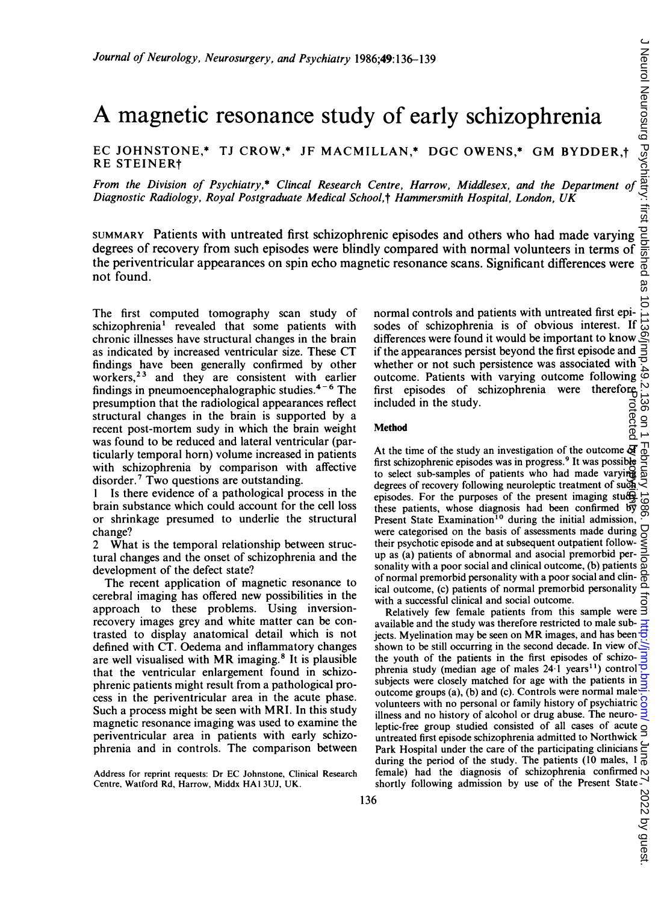# A magnetic resonance study of early schizophrenia

EC JOHNSTONE,* TJ CROW,* JF MACMILLAN,* DGC OWENS,* GM BYDDER,† RE STEINER†

*From the Division of Psychiatry,\* Clincal Research Centre, Harrow, Middlesex, and the Department of Diagnostic Radiology, Royal Postgraduate Medical School,† Hammersmith Hospital, London, UK*

SUMMARY Patients with untreated first schizophrenic episodes and others who had made varying degrees of recovery from such episodes were blindly compared with normal volunteers in terms of the periventricular appearances on spin echo magnetic resonance scans. Significant differences were not found.

The first computed tomography scan study of schizophrenia[1] revealed that some patients with chronic illnesses have structural changes in the brain as indicated by increased ventricular size. These CT findings have been generally confirmed by other workers,[2,3] and they are consistent with earlier findings in pneumoencephalographic studies.[4-6] The presumption that the radiological appearances reflect structural changes in the brain is supported by a recent post-mortem sudy in which the brain weight was found to be reduced and lateral ventricular (particularly temporal horn) volume increased in patients with schizophrenia by comparison with affective disorder.[7] Two questions are outstanding.

1 Is there evidence of a pathological process in the brain substance which could account for the cell loss or shrinkage presumed to underlie the structural change?

2 What is the temporal relationship between structural changes and the onset of schizophrenia and the development of the defect state?

The recent application of magnetic resonance to cerebral imaging has offered new possibilities in the approach to these problems. Using inversion-recovery images grey and white matter can be contrasted to display anatomical detail which is not defined with CT. Oedema and inflammatory changes are well visualised with MR imaging.[8] It is plausible that the ventricular enlargement found in schizophrenic patients might result from a pathological process in the periventricular area in the acute phase. Such a process might be seen with MRI. In this study magnetic resonance imaging was used to examine the periventricular area in patients with early schizophrenia and in controls. The comparison between normal controls and patients with untreated first episodes of schizophrenia is of obvious interest. If differences were found it would be important to know if the appearances persist beyond the first episode and whether or not such persistence was associated with outcome. Patients with varying outcome following first episodes of schizophrenia were therefore included in the study.

Address for reprint requests: Dr EC Johnstone, Clinical Research Centre, Watford Rd, Harrow, Middx HA1 3UJ, UK.

## Method

At the time of the study an investigation of the outcome of first schizophrenic episodes was in progress.[9] It was possible to select sub-samples of patients who had made varying degrees of recovery following neuroleptic treatment of such episodes. For the purposes of the present imaging study these patients, whose diagnosis had been confirmed by Present State Examination[10] during the initial admission, were categorised on the basis of assessments made during their psychotic episode and at subsequent outpatient follow-up as (a) patients of abnormal and asocial premorbid personality with a poor social and clinical outcome, (b) patients of normal premorbid personality with a poor social and clinical outcome, (c) patients of normal premorbid personality with a successful clinical and social outcome.

Relatively few female patients from this sample were available and the study was therefore restricted to male subjects. Myelination may be seen on MR images, and has been shown to be still occurring in the second decade. In view of the youth of the patients in the first episodes of schizophrenia study (median age of males 24·1 years[11]) control subjects were closely matched for age with the patients in outcome groups (a), (b) and (c). Controls were normal male volunteers with no personal or family history of psychiatric illness and no history of alcohol or drug abuse. The neuroleptic-free group studied consisted of all cases of acute untreated first episode schizophrenia admitted to Northwick Park Hospital under the care of the participating clinicians during the period of the study. The patients (10 males, 1 female) had the diagnosis of schizophrenia confirmed shortly following admission by use of the Present State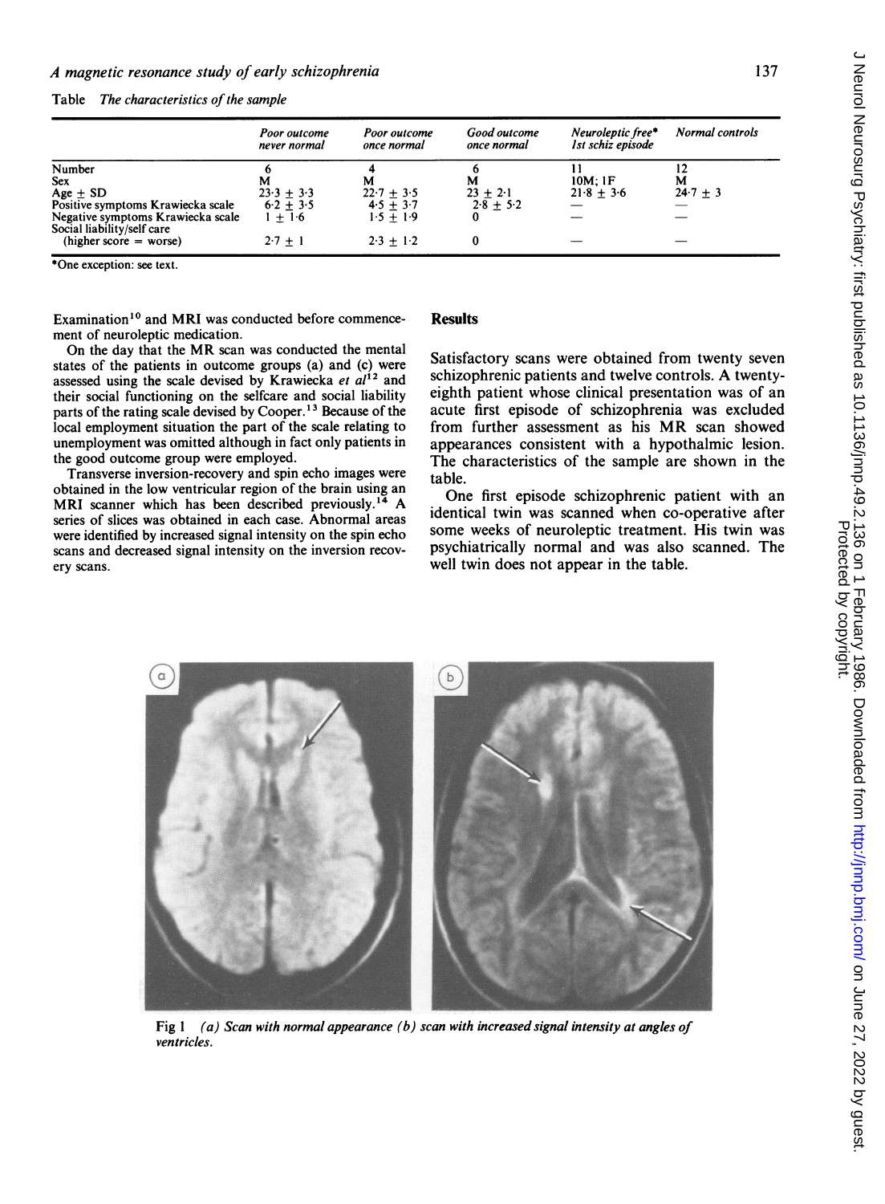Table *The characteristics of the sample*

| | Poor outcome never normal | Poor outcome once normal | Good outcome once normal | Neuroleptic free* 1st schiz episode | Normal controls |
|---|---|---|---|---|---|
| Number | 6 | 4 | 6 | 11 | 12 |
| Sex | M | M | M | 10M; 1F | M |
| Age ± SD | 23·3 ± 3·3 | 22·7 ± 3·5 | 23 ± 2·1 | 21·8 ± 3·6 | 24·7 ± 3 |
| Positive symptoms Krawiecka scale | 6·2 ± 3·5 | 4·5 ± 3·7 | 2·8 ± 5·2 | — | — |
| Negative symptoms Krawiecka scale | 1 ± 1·6 | 1·5 ± 1·9 | 0 | — | — |
| Social liability/self care (higher score = worse) | 2·7 ± 1 | 2·3 ± 1·2 | 0 | — | — |

*One exception: see text.

Examination[10] and MRI was conducted before commencement of neuroleptic medication.

On the day that the MR scan was conducted the mental states of the patients in outcome groups (a) and (c) were assessed using the scale devised by Krawiecka *et al*[12] and their social functioning on the selfcare and social liability parts of the rating scale devised by Cooper.[13] Because of the local employment situation the part of the scale relating to unemployment was omitted although in fact only patients in the good outcome group were employed.

Transverse inversion-recovery and spin echo images were obtained in the low ventricular region of the brain using an MRI scanner which has been described previously.[14] A series of slices was obtained in each case. Abnormal areas were identified by increased signal intensity on the spin echo scans and decreased signal intensity on the inversion recovery scans.

## Results

Satisfactory scans were obtained from twenty seven schizophrenic patients and twelve controls. A twenty-eighth patient whose clinical presentation was of an acute first episode of schizophrenia was excluded from further assessment as his MR scan showed appearances consistent with a hypothalmic lesion. The characteristics of the sample are shown in the table.

One first episode schizophrenic patient with an identical twin was scanned when co-operative after some weeks of neuroleptic treatment. His twin was psychiatrically normal and was also scanned. The well twin does not appear in the table.

Fig 1 *(a) Scan with normal appearance (b) scan with increased signal intensity at angles of ventricles.*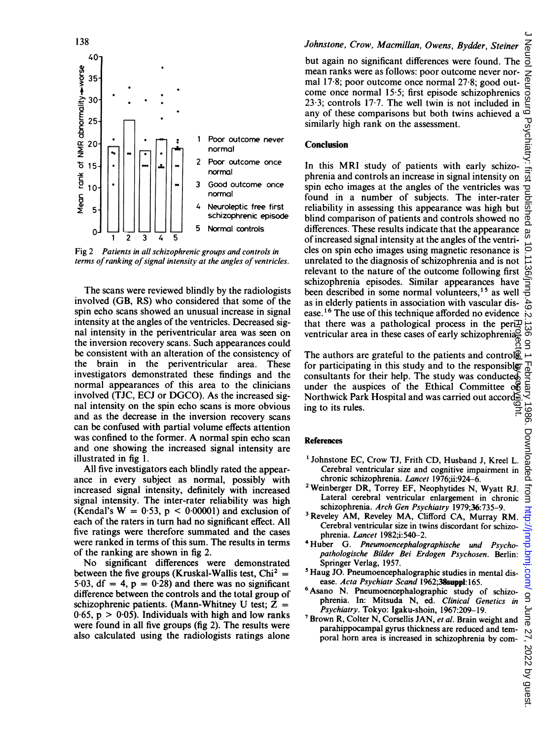Fig 2 *Patients in all schizophrenic groups and controls in terms of ranking of signal intensity at the angles of ventricles.*

The scans were reviewed blindly by the radiologists involved (GB, RS) who considered that some of the spin echo scans showed an unusual increase in signal intensity at the angles of the ventricles. Decreased signal intensity in the periventricular area was seen on the inversion recovery scans. Such appearances could be consistent with an alteration of the consistency of the brain in the periventricular area. These investigators demonstrated these findings and the normal appearances of this area to the clinicians involved (TJC, ECJ or DGCO). As the increased signal intensity on the spin echo scans is more obvious and as the decrease in the inversion recovery scans can be confused with partial volume effects attention was confined to the former. A normal spin echo scan and one showing the increased signal intensity are illustrated in fig 1.

All five investigators each blindly rated the appearance in every subject as normal, possibly with increased signal intensity, definitely with increased signal intensity. The inter-rater reliability was high (Kendal's $W = 0{\cdot}53$, $p < 0{\cdot}00001$) and exclusion of each of the raters in turn had no significant effect. All five ratings were therefore summated and the cases were ranked in terms of this sum. The results in terms of the ranking are shown in fig 2.

No significant differences were demonstrated between the five groups (Kruskal-Wallis test, $Chi^2 = 5{\cdot}03$, $df = 4$, $p = 0{\cdot}28$) and there was no significant difference between the controls and the total group of schizophrenic patients. (Mann-Whitney U test; $Z = 0{\cdot}65$, $p > 0{\cdot}05$). Individuals with high and low ranks were found in all five groups (fig 2). The results were also calculated using the radiologists ratings alone but again no significant differences were found. The mean ranks were as follows: poor outcome never normal 17·8; poor outcome once normal 27·8; good outcome once normal 15·5; first episode schizophrenics 23·3; controls 17·7. The well twin is not included in any of these comparisons but both twins achieved a similarly high rank on the assessment.

## Conclusion

In this MRI study of patients with early schizophrenia and controls an increase in signal intensity on spin echo images at the angles of the ventricles was found in a number of subjects. The inter-rater reliability in assessing this appearance was high but blind comparison of patients and controls showed no differences. These results indicate that the appearance of increased signal intensity at the angles of the ventricles on spin echo images using magnetic resonance is unrelated to the diagnosis of schizophrenia and is not relevant to the nature of the outcome following first schizophrenia episodes. Similar appearances have been described in some normal volunteers,[15] as well as in elderly patients in association with vascular disease.[16] The use of this technique afforded no evidence that there was a pathological process in the periventricular area in these cases of early schizophrenia.

The authors are grateful to the patients and controls for participating in this study and to the responsible consultants for their help. The study was conducted under the auspices of the Ethical Committee of Northwick Park Hospital and was carried out according to its rules.

## References

1 Johnstone EC, Crow TJ, Frith CD, Husband J, Kreel L. Cerebral ventricular size and cognitive impairment in chronic schizophrenia. *Lancet* 1976;ii:924–6.

2 Weinberger DR, Torrey EF, Neophytides N, Wyatt RJ. Lateral cerebral ventricular enlargement in chronic schizophrenia. *Arch Gen Psychiatry* 1979;**36**:735–9.

3 Reveley AM, Reveley MA, Clifford CA, Murray RM. Cerebral ventricular size in twins discordant for schizophrenia. *Lancet* 1982;i:540–2.

4 Huber G. *Pneumoencephalographische und Psychopathologische Bilder Bei Erdogen Psychosen*. Berlin: Springer Verlag, 1957.

5 Haug JO. Pneumoencephalographic studies in mental disease. *Acta Psychiatr Scand* 1962;**38suppl**:165.

6 Asano N. Pneumoencephalographic study of schizophrenia. In: Mitsuda N, ed. *Clinical Genetics in Psychiatry*. Tokyo: Igaku-shoin, 1967:209–19.

7 Brown R, Colter N, Corsellis JAN, *et al*. Brain weight and parahippocampal gyrus thickness are reduced and temporal horn area is increased in schizophrenia by com-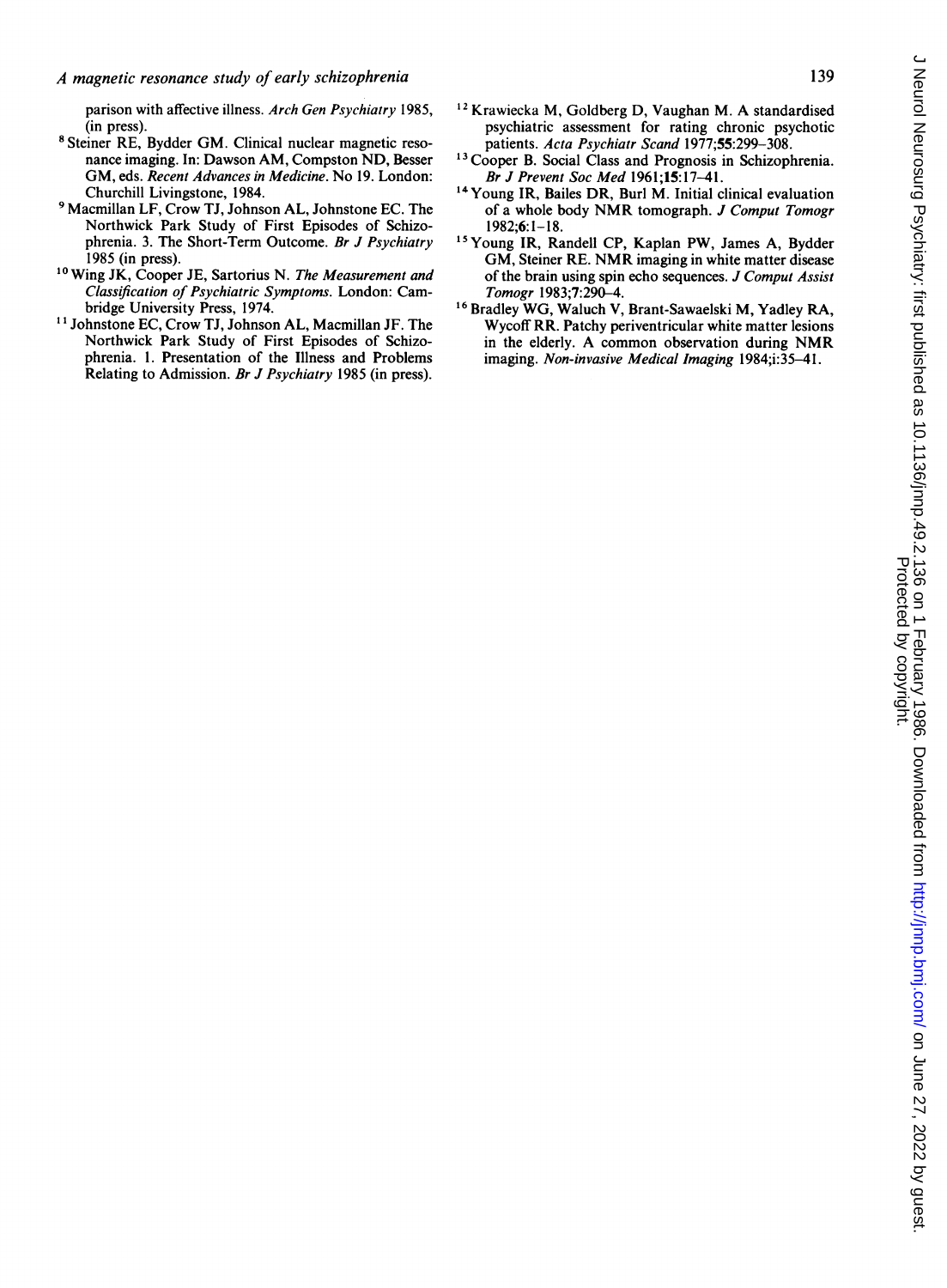parison with affective illness. *Arch Gen Psychiatry* 1985, (in press).

[8] Steiner RE, Bydder GM. Clinical nuclear magnetic resonance imaging. In: Dawson AM, Compston ND, Besser GM, eds. *Recent Advances in Medicine*. No 19. London: Churchill Livingstone, 1984.

[9] Macmillan LF, Crow TJ, Johnson AL, Johnstone EC. The Northwick Park Study of First Episodes of Schizophrenia. 3. The Short-Term Outcome. *Br J Psychiatry* 1985 (in press).

[10] Wing JK, Cooper JE, Sartorius N. *The Measurement and Classification of Psychiatric Symptoms*. London: Cambridge University Press, 1974.

[11] Johnstone EC, Crow TJ, Johnson AL, Macmillan JF. The Northwick Park Study of First Episodes of Schizophrenia. 1. Presentation of the Illness and Problems Relating to Admission. *Br J Psychiatry* 1985 (in press).

[12] Krawiecka M, Goldberg D, Vaughan M. A standardised psychiatric assessment for rating chronic psychotic patients. *Acta Psychiatr Scand* 1977;**55**:299–308.

[13] Cooper B. Social Class and Prognosis in Schizophrenia. *Br J Prevent Soc Med* 1961;**15**:17–41.

[14] Young IR, Bailes DR, Burl M. Initial clinical evaluation of a whole body NMR tomograph. *J Comput Tomogr* 1982;**6**:1–18.

[15] Young IR, Randell CP, Kaplan PW, James A, Bydder GM, Steiner RE. NMR imaging in white matter disease of the brain using spin echo sequences. *J Comput Assist Tomogr* 1983;**7**:290–4.

[16] Bradley WG, Waluch V, Brant-Sawaelski M, Yadley RA, Wycoff RR. Patchy periventricular white matter lesions in the elderly. A common observation during NMR imaging. *Non-invasive Medical Imaging* 1984;i:35–41.